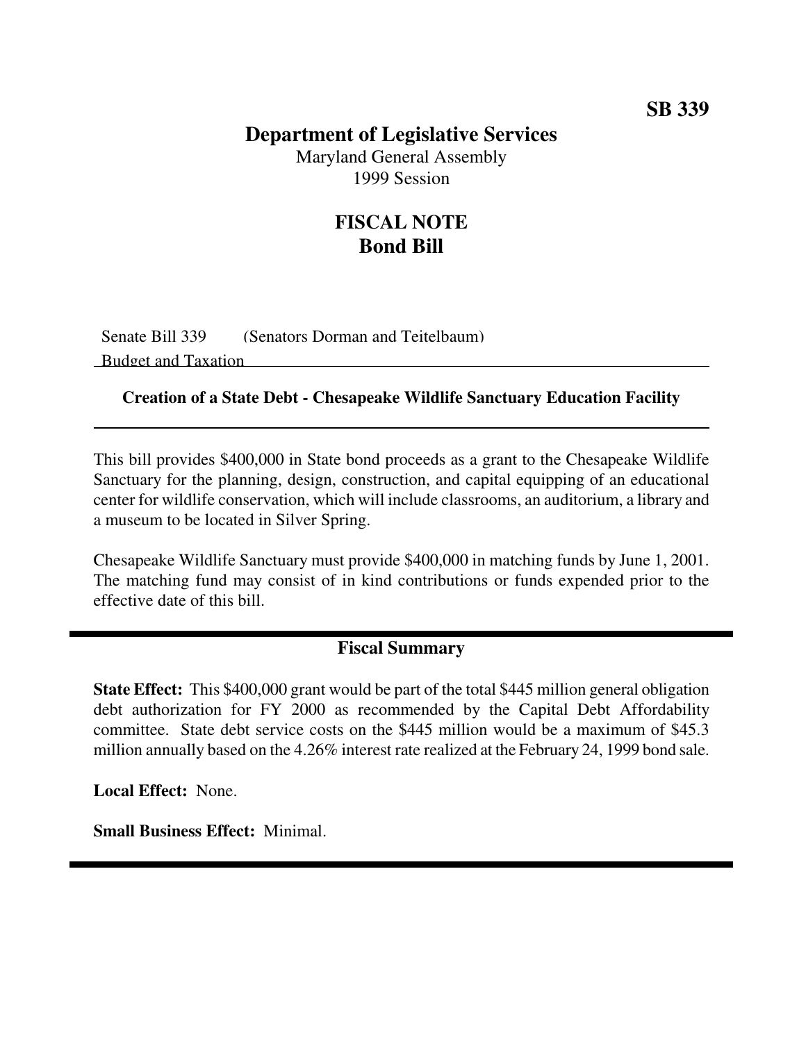SB 339

# Department of Legislative Services

Maryland General Assembly
1999 Session

## FISCAL NOTE
## Bond Bill

Senate Bill 339 (Senators Dorman and Teitelbaum)
Budget and Taxation

**Creation of a State Debt - Chesapeake Wildlife Sanctuary Education Facility**

This bill provides $400,000 in State bond proceeds as a grant to the Chesapeake Wildlife Sanctuary for the planning, design, construction, and capital equipping of an educational center for wildlife conservation, which will include classrooms, an auditorium, a library and a museum to be located in Silver Spring.

Chesapeake Wildlife Sanctuary must provide $400,000 in matching funds by June 1, 2001. The matching fund may consist of in kind contributions or funds expended prior to the effective date of this bill.

## Fiscal Summary

**State Effect:** This $400,000 grant would be part of the total $445 million general obligation debt authorization for FY 2000 as recommended by the Capital Debt Affordability committee. State debt service costs on the $445 million would be a maximum of $45.3 million annually based on the 4.26% interest rate realized at the February 24, 1999 bond sale.

**Local Effect:** None.

**Small Business Effect:** Minimal.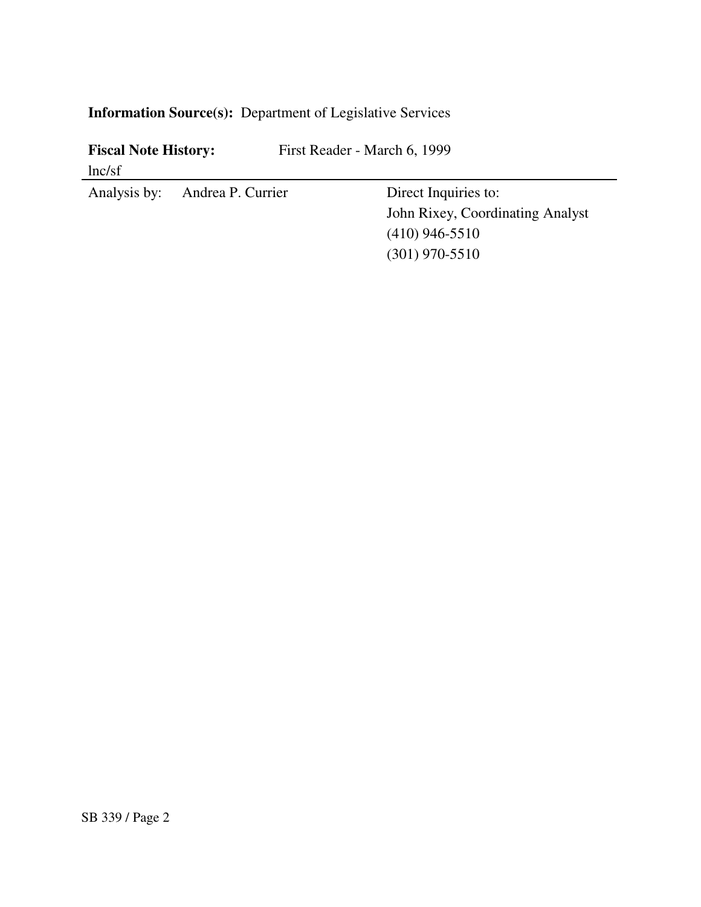**Information Source(s):** Department of Legislative Services

**Fiscal Note History:** First Reader - March 6, 1999

lnc/sf

---

Analysis by: Andrea P. Currier

Direct Inquiries to:
John Rixey, Coordinating Analyst
(410) 946-5510
(301) 970-5510